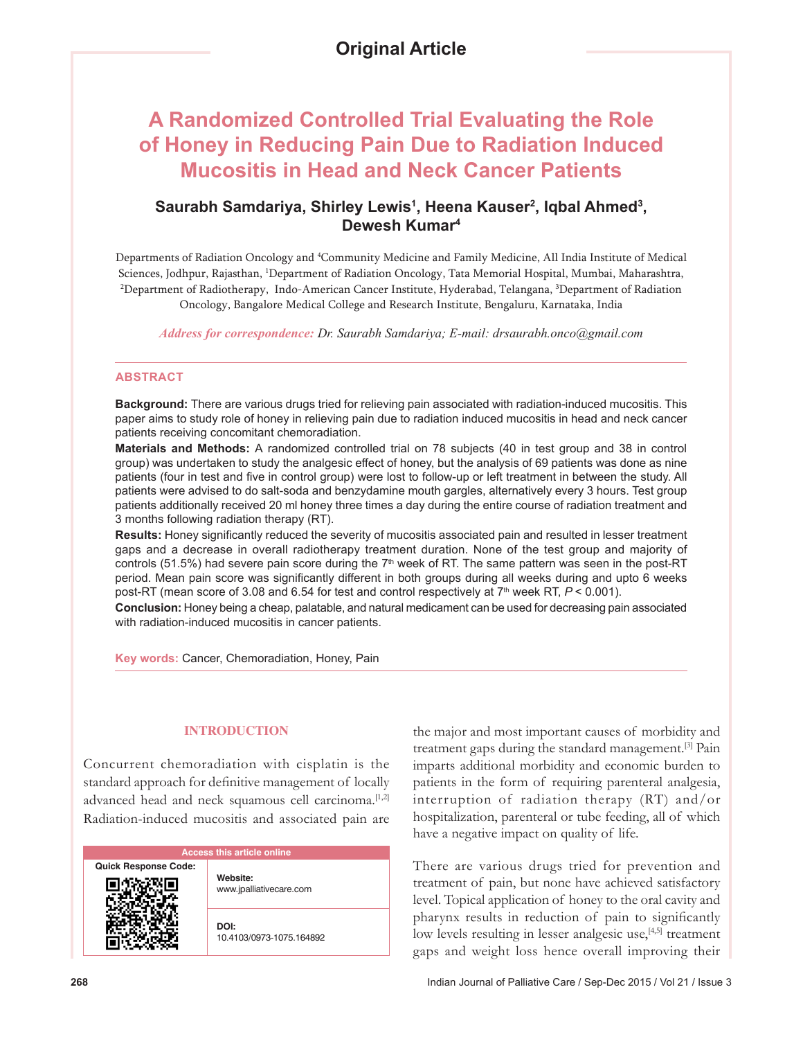Original Article

# A Randomized Controlled Trial Evaluating the Role of Honey in Reducing Pain Due to Radiation Induced Mucositis in Head and Neck Cancer Patients

**Saurabh Samdariya, Shirley Lewis[1], Heena Kauser[2], Iqbal Ahmed[3], Dewesh Kumar[4]**

Departments of Radiation Oncology and [4]Community Medicine and Family Medicine, All India Institute of Medical Sciences, Jodhpur, Rajasthan, [1]Department of Radiation Oncology, Tata Memorial Hospital, Mumbai, Maharashtra, [2]Department of Radiotherapy, Indo-American Cancer Institute, Hyderabad, Telangana, [3]Department of Radiation Oncology, Bangalore Medical College and Research Institute, Bengaluru, Karnataka, India

*Address for correspondence: Dr. Saurabh Samdariya; E-mail: drsaurabh.onco@gmail.com*

## ABSTRACT

**Background:** There are various drugs tried for relieving pain associated with radiation-induced mucositis. This paper aims to study role of honey in relieving pain due to radiation induced mucositis in head and neck cancer patients receiving concomitant chemoradiation.

**Materials and Methods:** A randomized controlled trial on 78 subjects (40 in test group and 38 in control group) was undertaken to study the analgesic effect of honey, but the analysis of 69 patients was done as nine patients (four in test and five in control group) were lost to follow-up or left treatment in between the study. All patients were advised to do salt-soda and benzydamine mouth gargles, alternatively every 3 hours. Test group patients additionally received 20 ml honey three times a day during the entire course of radiation treatment and 3 months following radiation therapy (RT).

**Results:** Honey significantly reduced the severity of mucositis associated pain and resulted in lesser treatment gaps and a decrease in overall radiotherapy treatment duration. None of the test group and majority of controls (51.5%) had severe pain score during the 7th week of RT. The same pattern was seen in the post-RT period. Mean pain score was significantly different in both groups during all weeks during and upto 6 weeks post-RT (mean score of 3.08 and 6.54 for test and control respectively at 7th week RT, $P < 0.001$).

**Conclusion:** Honey being a cheap, palatable, and natural medicament can be used for decreasing pain associated with radiation-induced mucositis in cancer patients.

**Key words:** Cancer, Chemoradiation, Honey, Pain

## INTRODUCTION

Concurrent chemoradiation with cisplatin is the standard approach for definitive management of locally advanced head and neck squamous cell carcinoma.[1,2] Radiation-induced mucositis and associated pain are the major and most important causes of morbidity and treatment gaps during the standard management.[3] Pain imparts additional morbidity and economic burden to patients in the form of requiring parenteral analgesia, interruption of radiation therapy (RT) and/or hospitalization, parenteral or tube feeding, all of which have a negative impact on quality of life.

There are various drugs tried for prevention and treatment of pain, but none have achieved satisfactory level. Topical application of honey to the oral cavity and pharynx results in reduction of pain to significantly low levels resulting in lesser analgesic use,[4,5] treatment gaps and weight loss hence overall improving their

| Access this article online | |
|---|---|
| Quick Response Code: | Website: www.jpalliativecare.com |
| | DOI: 10.4103/0973-1075.164892 |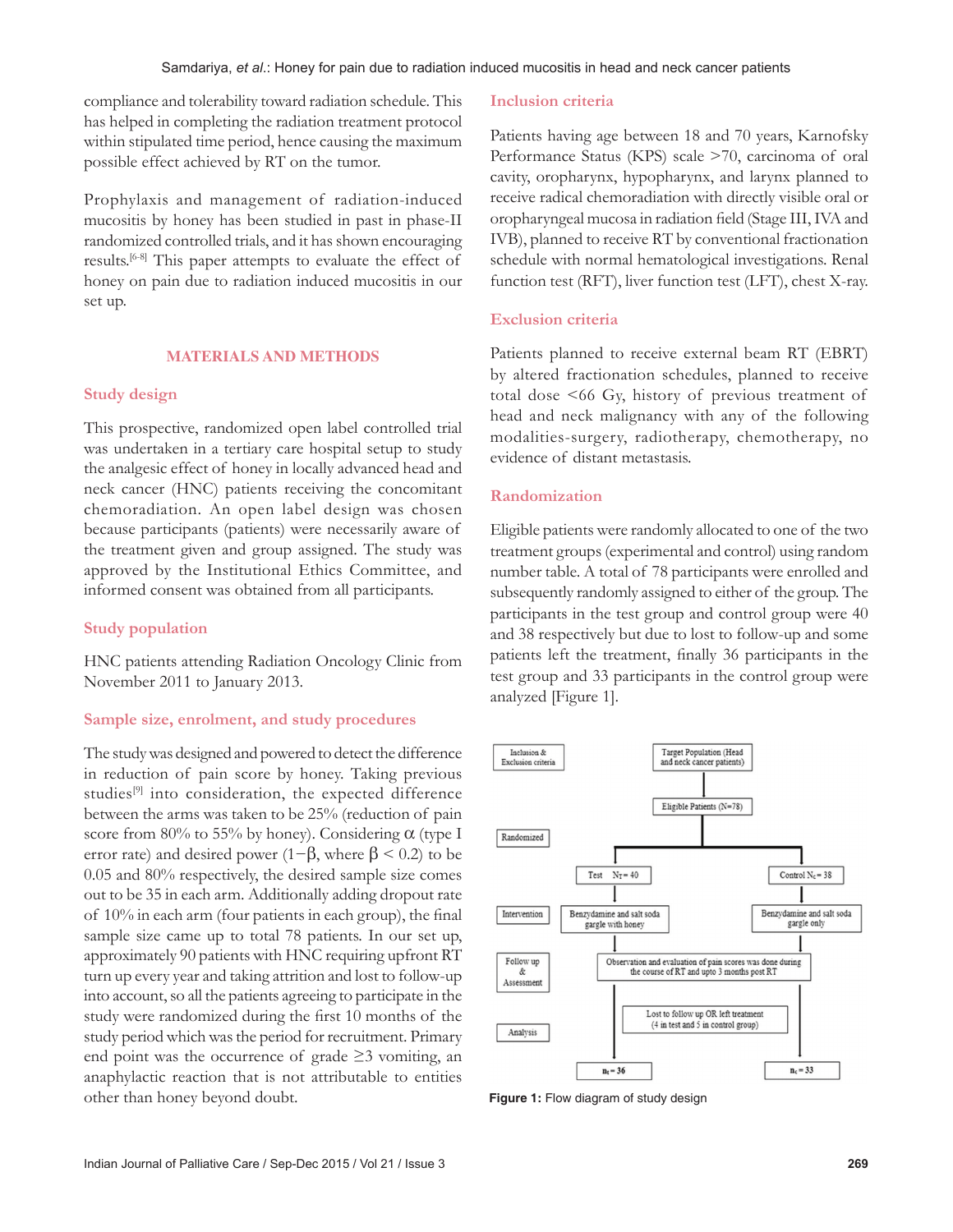compliance and tolerability toward radiation schedule. This has helped in completing the radiation treatment protocol within stipulated time period, hence causing the maximum possible effect achieved by RT on the tumor.

Prophylaxis and management of radiation-induced mucositis by honey has been studied in past in phase-II randomized controlled trials, and it has shown encouraging results.[6-8] This paper attempts to evaluate the effect of honey on pain due to radiation induced mucositis in our set up.

## MATERIALS AND METHODS

### Study design

This prospective, randomized open label controlled trial was undertaken in a tertiary care hospital setup to study the analgesic effect of honey in locally advanced head and neck cancer (HNC) patients receiving the concomitant chemoradiation. An open label design was chosen because participants (patients) were necessarily aware of the treatment given and group assigned. The study was approved by the Institutional Ethics Committee, and informed consent was obtained from all participants.

### Study population

HNC patients attending Radiation Oncology Clinic from November 2011 to January 2013.

### Sample size, enrolment, and study procedures

The study was designed and powered to detect the difference in reduction of pain score by honey. Taking previous studies[9] into consideration, the expected difference between the arms was taken to be 25% (reduction of pain score from 80% to 55% by honey). Considering $\alpha$ (type I error rate) and desired power ($1-\beta$, where $\beta < 0.2$) to be 0.05 and 80% respectively, the desired sample size comes out to be 35 in each arm. Additionally adding dropout rate of 10% in each arm (four patients in each group), the final sample size came up to total 78 patients. In our set up, approximately 90 patients with HNC requiring upfront RT turn up every year and taking attrition and lost to follow-up into account, so all the patients agreeing to participate in the study were randomized during the first 10 months of the study period which was the period for recruitment. Primary end point was the occurrence of grade ≥3 vomiting, an anaphylactic reaction that is not attributable to entities other than honey beyond doubt.

### Inclusion criteria

Patients having age between 18 and 70 years, Karnofsky Performance Status (KPS) scale >70, carcinoma of oral cavity, oropharynx, hypopharynx, and larynx planned to receive radical chemoradiation with directly visible oral or oropharyngeal mucosa in radiation field (Stage III, IVA and IVB), planned to receive RT by conventional fractionation schedule with normal hematological investigations. Renal function test (RFT), liver function test (LFT), chest X-ray.

### Exclusion criteria

Patients planned to receive external beam RT (EBRT) by altered fractionation schedules, planned to receive total dose <66 Gy, history of previous treatment of head and neck malignancy with any of the following modalities-surgery, radiotherapy, chemotherapy, no evidence of distant metastasis.

### Randomization

Eligible patients were randomly allocated to one of the two treatment groups (experimental and control) using random number table. A total of 78 participants were enrolled and subsequently randomly assigned to either of the group. The participants in the test group and control group were 40 and 38 respectively but due to lost to follow-up and some patients left the treatment, finally 36 participants in the test group and 33 participants in the control group were analyzed [Figure 1].

- Inclusion & Exclusion criteria: Target Population (Head and neck cancer patients) → Eligible Patients (N=78)
- Randomized: Test $N_T$ = 40 | Control $N_C$ = 38
- Intervention: Benzydamine and salt soda gargle with honey | Benzydamine and salt soda gargle only
- Follow up & Assessment: Observation and evaluation of pain scores was done during the course of RT and upto 3 months post RT
- Lost to follow up OR left treatment (4 in test and 5 in control group)
- Analysis: $n_t$ = 36 | $n_c$ = 33

**Figure 1:** Flow diagram of study design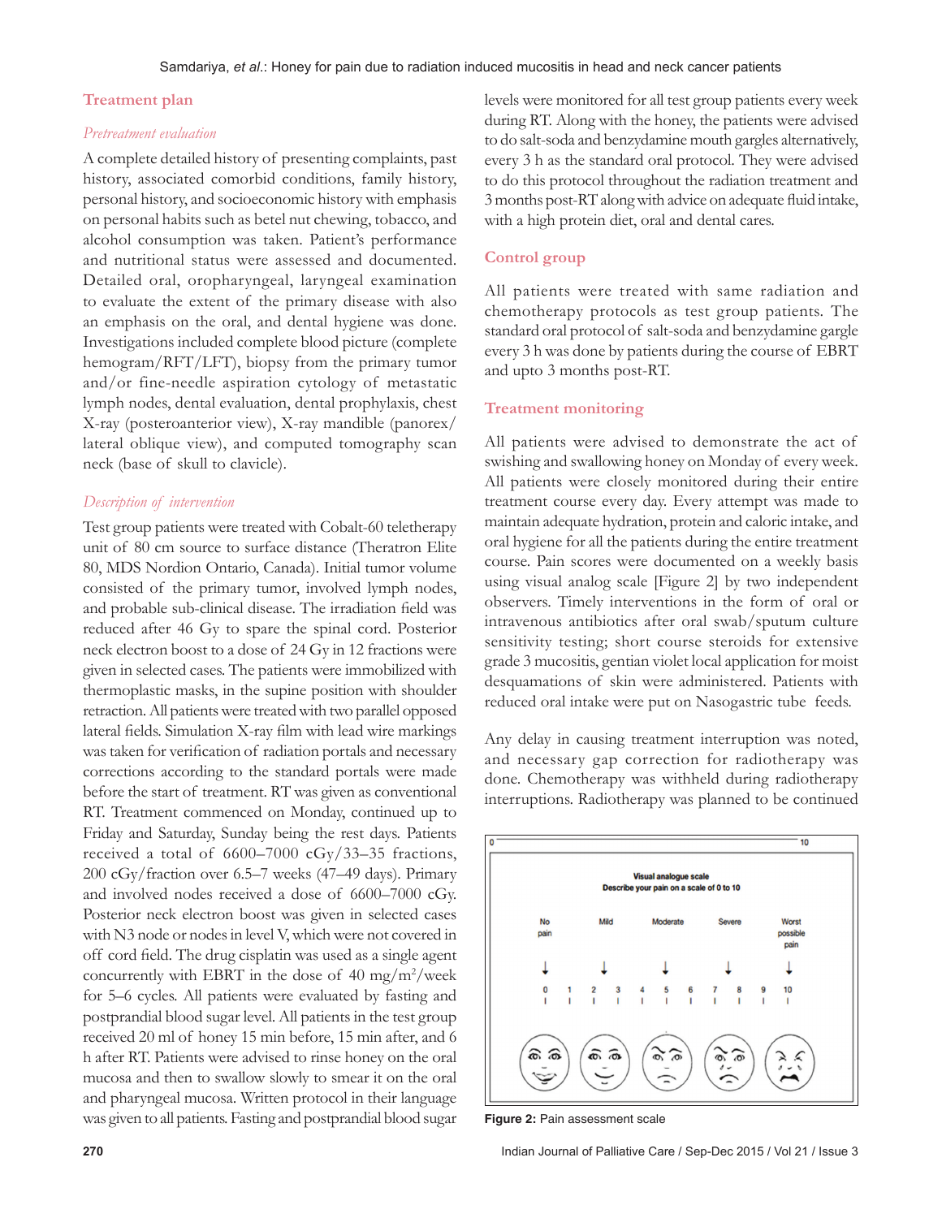## Treatment plan

### *Pretreatment evaluation*

A complete detailed history of presenting complaints, past history, associated comorbid conditions, family history, personal history, and socioeconomic history with emphasis on personal habits such as betel nut chewing, tobacco, and alcohol consumption was taken. Patient's performance and nutritional status were assessed and documented. Detailed oral, oropharyngeal, laryngeal examination to evaluate the extent of the primary disease with also an emphasis on the oral, and dental hygiene was done. Investigations included complete blood picture (complete hemogram/RFT/LFT), biopsy from the primary tumor and/or fine-needle aspiration cytology of metastatic lymph nodes, dental evaluation, dental prophylaxis, chest X-ray (posteroanterior view), X-ray mandible (panorex/lateral oblique view), and computed tomography scan neck (base of skull to clavicle).

### *Description of intervention*

Test group patients were treated with Cobalt-60 teletherapy unit of 80 cm source to surface distance (Theratron Elite 80, MDS Nordion Ontario, Canada). Initial tumor volume consisted of the primary tumor, involved lymph nodes, and probable sub-clinical disease. The irradiation field was reduced after 46 Gy to spare the spinal cord. Posterior neck electron boost to a dose of 24 Gy in 12 fractions were given in selected cases. The patients were immobilized with thermoplastic masks, in the supine position with shoulder retraction. All patients were treated with two parallel opposed lateral fields. Simulation X-ray film with lead wire markings was taken for verification of radiation portals and necessary corrections according to the standard portals were made before the start of treatment. RT was given as conventional RT. Treatment commenced on Monday, continued up to Friday and Saturday, Sunday being the rest days. Patients received a total of 6600–7000 cGy/33–35 fractions, 200 cGy/fraction over 6.5–7 weeks (47–49 days). Primary and involved nodes received a dose of 6600–7000 cGy. Posterior neck electron boost was given in selected cases with N3 node or nodes in level V, which were not covered in off cord field. The drug cisplatin was used as a single agent concurrently with EBRT in the dose of 40 mg/m$^2$/week for 5–6 cycles. All patients were evaluated by fasting and postprandial blood sugar level. All patients in the test group received 20 ml of honey 15 min before, 15 min after, and 6 h after RT. Patients were advised to rinse honey on the oral mucosa and then to swallow slowly to smear it on the oral and pharyngeal mucosa. Written protocol in their language was given to all patients. Fasting and postprandial blood sugar levels were monitored for all test group patients every week during RT. Along with the honey, the patients were advised to do salt-soda and benzydamine mouth gargles alternatively, every 3 h as the standard oral protocol. They were advised to do this protocol throughout the radiation treatment and 3 months post-RT along with advice on adequate fluid intake, with a high protein diet, oral and dental cares.

## Control group

All patients were treated with same radiation and chemotherapy protocols as test group patients. The standard oral protocol of salt-soda and benzydamine gargle every 3 h was done by patients during the course of EBRT and upto 3 months post-RT.

## Treatment monitoring

All patients were advised to demonstrate the act of swishing and swallowing honey on Monday of every week. All patients were closely monitored during their entire treatment course every day. Every attempt was made to maintain adequate hydration, protein and caloric intake, and oral hygiene for all the patients during the entire treatment course. Pain scores were documented on a weekly basis using visual analog scale [Figure 2] by two independent observers. Timely interventions in the form of oral or intravenous antibiotics after oral swab/sputum culture sensitivity testing; short course steroids for extensive grade 3 mucositis, gentian violet local application for moist desquamations of skin were administered. Patients with reduced oral intake were put on Nasogastric tube feeds.

Any delay in causing treatment interruption was noted, and necessary gap correction for radiotherapy was done. Chemotherapy was withheld during radiotherapy interruptions. Radiotherapy was planned to be continued

**Figure 2:** Pain assessment scale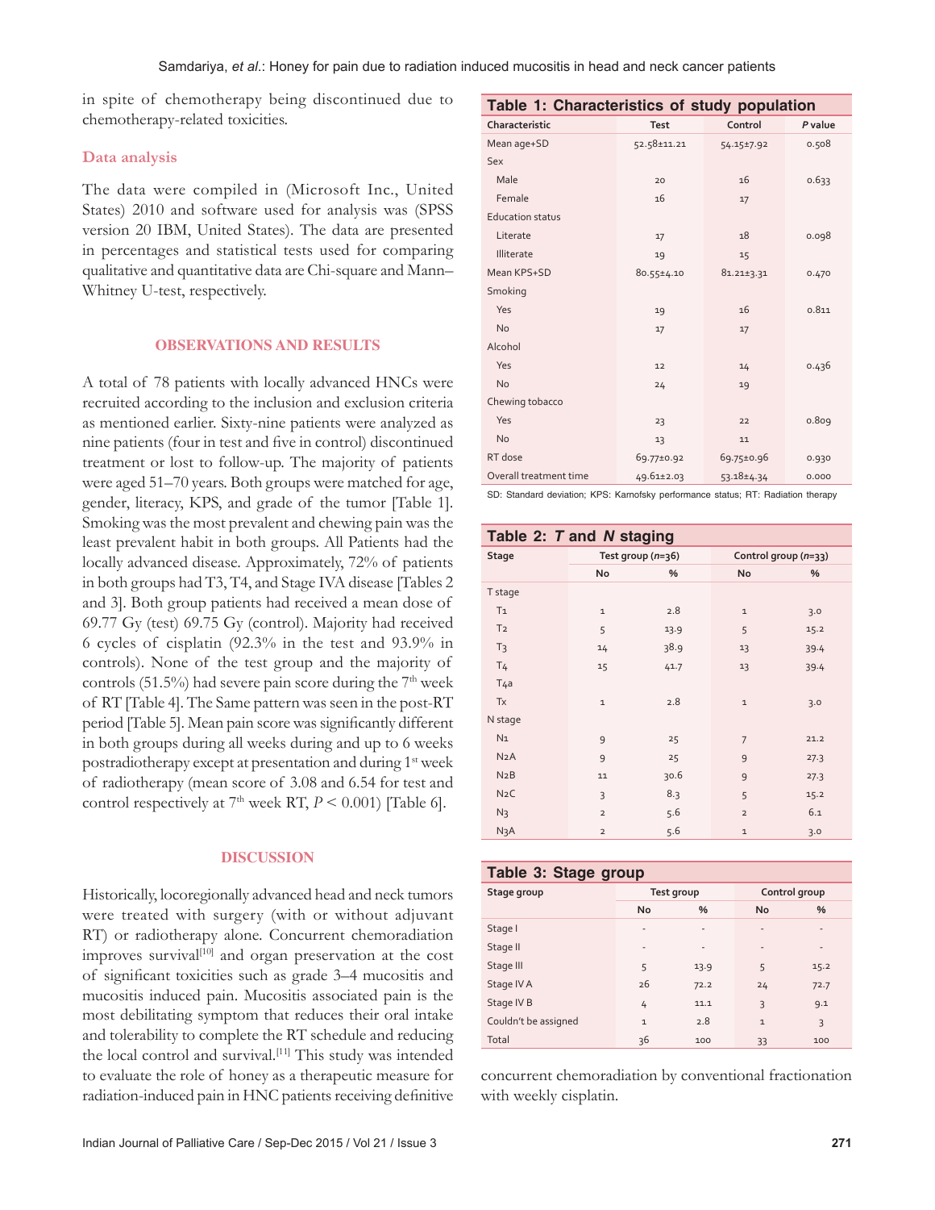in spite of chemotherapy being discontinued due to chemotherapy-related toxicities.

### Data analysis

The data were compiled in (Microsoft Inc., United States) 2010 and software used for analysis was (SPSS version 20 IBM, United States). The data are presented in percentages and statistical tests used for comparing qualitative and quantitative data are Chi-square and Mann–Whitney U-test, respectively.

## OBSERVATIONS AND RESULTS

A total of 78 patients with locally advanced HNCs were recruited according to the inclusion and exclusion criteria as mentioned earlier. Sixty-nine patients were analyzed as nine patients (four in test and five in control) discontinued treatment or lost to follow-up. The majority of patients were aged 51–70 years. Both groups were matched for age, gender, literacy, KPS, and grade of the tumor [Table 1]. Smoking was the most prevalent and chewing pain was the least prevalent habit in both groups. All Patients had the locally advanced disease. Approximately, 72% of patients in both groups had T3, T4, and Stage IVA disease [Tables 2 and 3]. Both group patients had received a mean dose of 69.77 Gy (test) 69.75 Gy (control). Majority had received 6 cycles of cisplatin (92.3% in the test and 93.9% in controls). None of the test group and the majority of controls (51.5%) had severe pain score during the 7th week of RT [Table 4]. The Same pattern was seen in the post-RT period [Table 5]. Mean pain score was significantly different in both groups during all weeks during and up to 6 weeks postradiotherapy except at presentation and during 1st week of radiotherapy (mean score of 3.08 and 6.54 for test and control respectively at 7th week RT, $P < 0.001$) [Table 6].

**Table 1: Characteristics of study population**

| Characteristic | Test | Control | *P* value |
|---|---|---|---|
| Mean age+SD | 52.58±11.21 | 54.15±7.92 | 0.508 |
| Sex | | | |
| Male | 20 | 16 | 0.633 |
| Female | 16 | 17 | |
| Education status | | | |
| Literate | 17 | 18 | 0.098 |
| Illiterate | 19 | 15 | |
| Mean KPS+SD | 80.55±4.10 | 81.21±3.31 | 0.470 |
| Smoking | | | |
| Yes | 19 | 16 | 0.811 |
| No | 17 | 17 | |
| Alcohol | | | |
| Yes | 12 | 14 | 0.436 |
| No | 24 | 19 | |
| Chewing tobacco | | | |
| Yes | 23 | 22 | 0.809 |
| No | 13 | 11 | |
| RT dose | 69.77±0.92 | 69.75±0.96 | 0.930 |
| Overall treatment time | 49.61±2.03 | 53.18±4.34 | 0.000 |

SD: Standard deviation; KPS: Karnofsky performance status; RT: Radiation therapy

**Table 2: *T* and *N* staging**

| Stage | Test group (*n*=36) | | Control group (*n*=33) | |
|---|---|---|---|---|
| | No | % | No | % |
| T stage | | | | |
| T1 | 1 | 2.8 | 1 | 3.0 |
| T2 | 5 | 13.9 | 5 | 15.2 |
| T3 | 14 | 38.9 | 13 | 39.4 |
| T4 | 15 | 41.7 | 13 | 39.4 |
| T4a | | | | |
| Tx | 1 | 2.8 | 1 | 3.0 |
| N stage | | | | |
| N1 | 9 | 25 | 7 | 21.2 |
| N2A | 9 | 25 | 9 | 27.3 |
| N2B | 11 | 30.6 | 9 | 27.3 |
| N2C | 3 | 8.3 | 5 | 15.2 |
| N3 | 2 | 5.6 | 2 | 6.1 |
| N3A | 2 | 5.6 | 1 | 3.0 |

**Table 3: Stage group**

| Stage group | Test group | | Control group | |
|---|---|---|---|---|
| | No | % | No | % |
| Stage I | - | - | - | - |
| Stage II | - | - | - | - |
| Stage III | 5 | 13.9 | 5 | 15.2 |
| Stage IV A | 26 | 72.2 | 24 | 72.7 |
| Stage IV B | 4 | 11.1 | 3 | 9.1 |
| Couldn't be assigned | 1 | 2.8 | 1 | 3 |
| Total | 36 | 100 | 33 | 100 |

## DISCUSSION

Historically, locoregionally advanced head and neck tumors were treated with surgery (with or without adjuvant RT) or radiotherapy alone. Concurrent chemoradiation improves survival[10] and organ preservation at the cost of significant toxicities such as grade 3–4 mucositis and mucositis induced pain. Mucositis associated pain is the most debilitating symptom that reduces their oral intake and tolerability to complete the RT schedule and reducing the local control and survival.[11] This study was intended to evaluate the role of honey as a therapeutic measure for radiation-induced pain in HNC patients receiving definitive concurrent chemoradiation by conventional fractionation with weekly cisplatin.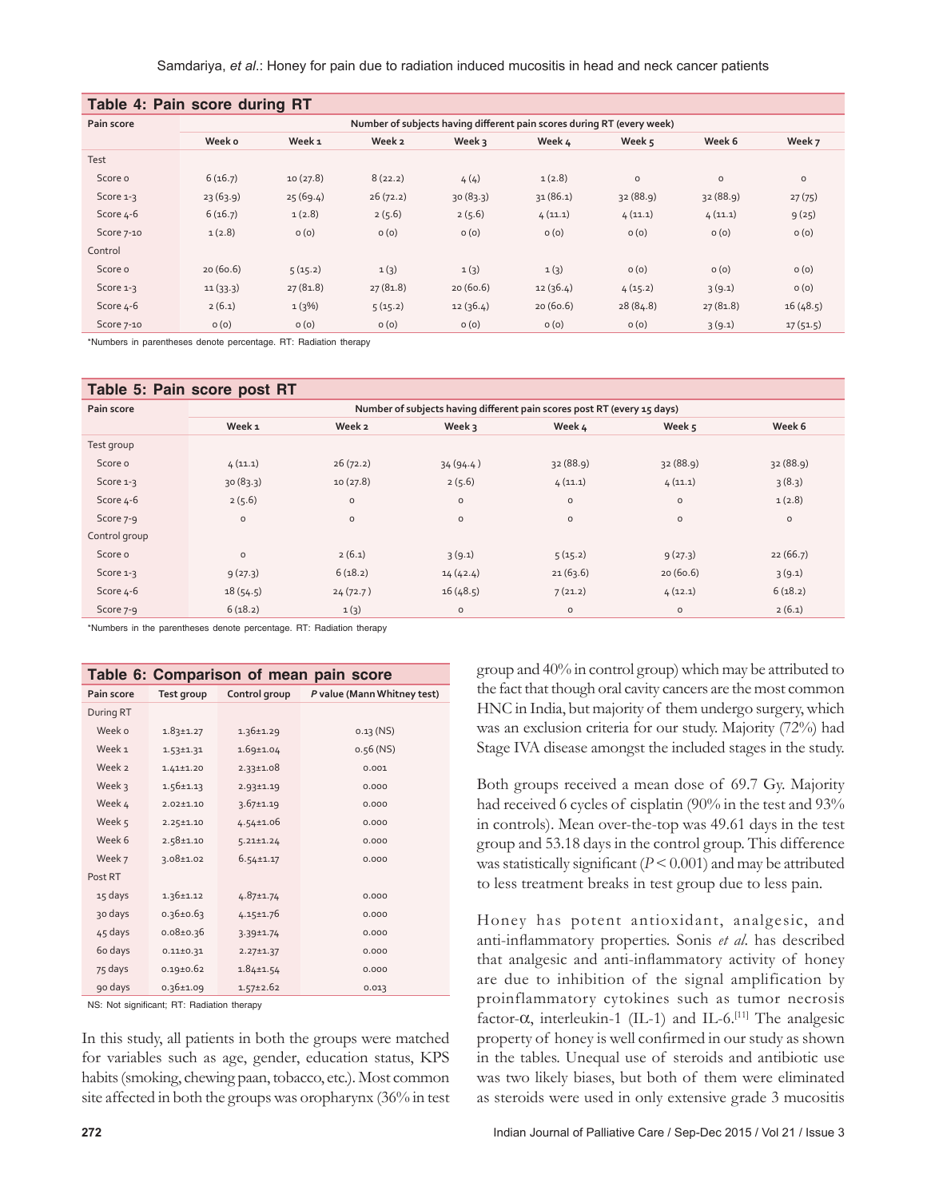**Table 4: Pain score during RT**

| Pain score | Number of subjects having different pain scores during RT (every week) | | | | | | | |
|---|---|---|---|---|---|---|---|---|
| | Week 0 | Week 1 | Week 2 | Week 3 | Week 4 | Week 5 | Week 6 | Week 7 |
| Test | | | | | | | | |
| Score 0 | 6 (16.7) | 10 (27.8) | 8 (22.2) | 4 (4) | 1 (2.8) | 0 | 0 | 0 |
| Score 1-3 | 23 (63.9) | 25 (69.4) | 26 (72.2) | 30 (83.3) | 31 (86.1) | 32 (88.9) | 32 (88.9) | 27 (75) |
| Score 4-6 | 6 (16.7) | 1 (2.8) | 2 (5.6) | 2 (5.6) | 4 (11.1) | 4 (11.1) | 4 (11.1) | 9 (25) |
| Score 7-10 | 1 (2.8) | 0 (0) | 0 (0) | 0 (0) | 0 (0) | 0 (0) | 0 (0) | 0 (0) |
| Control | | | | | | | | |
| Score 0 | 20 (60.6) | 5 (15.2) | 1 (3) | 1 (3) | 1 (3) | 0 (0) | 0 (0) | 0 (0) |
| Score 1-3 | 11 (33.3) | 27 (81.8) | 27 (81.8) | 20 (60.6) | 12 (36.4) | 4 (15.2) | 3 (9.1) | 0 (0) |
| Score 4-6 | 2 (6.1) | 1 (3%) | 5 (15.2) | 12 (36.4) | 20 (60.6) | 28 (84.8) | 27 (81.8) | 16 (48.5) |
| Score 7-10 | 0 (0) | 0 (0) | 0 (0) | 0 (0) | 0 (0) | 0 (0) | 3 (9.1) | 17 (51.5) |

*Numbers in parentheses denote percentage. RT: Radiation therapy

**Table 5: Pain score post RT**

| Pain score | Number of subjects having different pain scores post RT (every 15 days) | | | | | |
|---|---|---|---|---|---|---|
| | Week 1 | Week 2 | Week 3 | Week 4 | Week 5 | Week 6 |
| Test group | | | | | | |
| Score 0 | 4 (11.1) | 26 (72.2) | 34 (94.4) | 32 (88.9) | 32 (88.9) | 32 (88.9) |
| Score 1-3 | 30 (83.3) | 10 (27.8) | 2 (5.6) | 4 (11.1) | 4 (11.1) | 3 (8.3) |
| Score 4-6 | 2 (5.6) | 0 | 0 | 0 | 0 | 1 (2.8) |
| Score 7-9 | 0 | 0 | 0 | 0 | 0 | 0 |
| Control group | | | | | | |
| Score 0 | 0 | 2 (6.1) | 3 (9.1) | 5 (15.2) | 9 (27.3) | 22 (66.7) |
| Score 1-3 | 9 (27.3) | 6 (18.2) | 14 (42.4) | 21 (63.6) | 20 (60.6) | 3 (9.1) |
| Score 4-6 | 18 (54.5) | 24 (72.7) | 16 (48.5) | 7 (21.2) | 4 (12.1) | 6 (18.2) |
| Score 7-9 | 6 (18.2) | 1 (3) | 0 | 0 | 0 | 2 (6.1) |

*Numbers in the parentheses denote percentage. RT: Radiation therapy

**Table 6: Comparison of mean pain score**

| Pain score | Test group | Control group | *P* value (Mann Whitney test) |
|---|---|---|---|
| During RT | | | |
| Week 0 | 1.83±1.27 | 1.36±1.29 | 0.13 (NS) |
| Week 1 | 1.53±1.31 | 1.69±1.04 | 0.56 (NS) |
| Week 2 | 1.41±1.20 | 2.33±1.08 | 0.001 |
| Week 3 | 1.56±1.13 | 2.93±1.19 | 0.000 |
| Week 4 | 2.02±1.10 | 3.67±1.19 | 0.000 |
| Week 5 | 2.25±1.10 | 4.54±1.06 | 0.000 |
| Week 6 | 2.58±1.10 | 5.21±1.24 | 0.000 |
| Week 7 | 3.08±1.02 | 6.54±1.17 | 0.000 |
| Post RT | | | |
| 15 days | 1.36±1.12 | 4.87±1.74 | 0.000 |
| 30 days | 0.36±0.63 | 4.15±1.76 | 0.000 |
| 45 days | 0.08±0.36 | 3.39±1.74 | 0.000 |
| 60 days | 0.11±0.31 | 2.27±1.37 | 0.000 |
| 75 days | 0.19±0.62 | 1.84±1.54 | 0.000 |
| 90 days | 0.36±1.09 | 1.57±2.62 | 0.013 |

NS: Not significant; RT: Radiation therapy

In this study, all patients in both the groups were matched for variables such as age, gender, education status, KPS habits (smoking, chewing paan, tobacco, etc.). Most common site affected in both the groups was oropharynx (36% in test group and 40% in control group) which may be attributed to the fact that though oral cavity cancers are the most common HNC in India, but majority of them undergo surgery, which was an exclusion criteria for our study. Majority (72%) had Stage IVA disease amongst the included stages in the study.

Both groups received a mean dose of 69.7 Gy. Majority had received 6 cycles of cisplatin (90% in the test and 93% in controls). Mean over-the-top was 49.61 days in the test group and 53.18 days in the control group. This difference was statistically significant ($P < 0.001$) and may be attributed to less treatment breaks in test group due to less pain.

Honey has potent antioxidant, analgesic, and anti-inflammatory properties. Sonis *et al*. has described that analgesic and anti-inflammatory activity of honey are due to inhibition of the signal amplification by proinflammatory cytokines such as tumor necrosis factor-$\alpha$, interleukin-1 (IL-1) and IL-6.[11] The analgesic property of honey is well confirmed in our study as shown in the tables. Unequal use of steroids and antibiotic use was two likely biases, but both of them were eliminated as steroids were used in only extensive grade 3 mucositis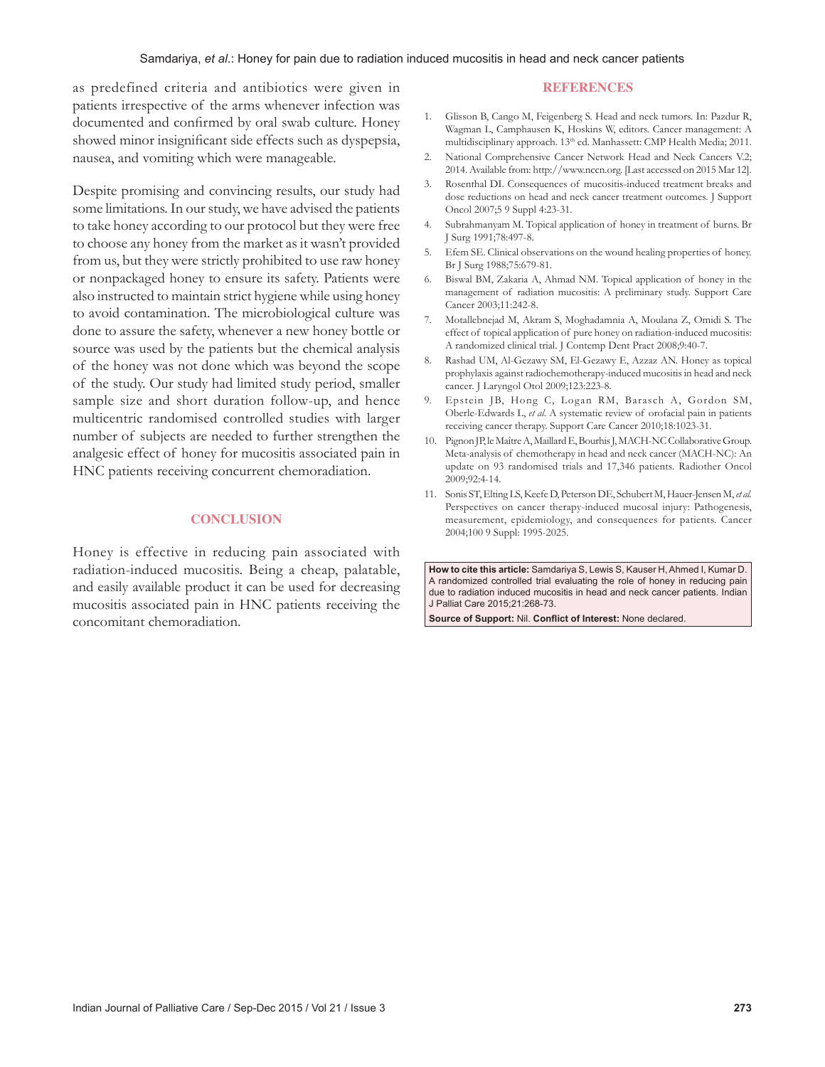as predefined criteria and antibiotics were given in patients irrespective of the arms whenever infection was documented and confirmed by oral swab culture. Honey showed minor insignificant side effects such as dyspepsia, nausea, and vomiting which were manageable.

Despite promising and convincing results, our study had some limitations. In our study, we have advised the patients to take honey according to our protocol but they were free to choose any honey from the market as it wasn't provided from us, but they were strictly prohibited to use raw honey or nonpackaged honey to ensure its safety. Patients were also instructed to maintain strict hygiene while using honey to avoid contamination. The microbiological culture was done to assure the safety, whenever a new honey bottle or source was used by the patients but the chemical analysis of the honey was not done which was beyond the scope of the study. Our study had limited study period, smaller sample size and short duration follow-up, and hence multicentric randomised controlled studies with larger number of subjects are needed to further strengthen the analgesic effect of honey for mucositis associated pain in HNC patients receiving concurrent chemoradiation.

## CONCLUSION

Honey is effective in reducing pain associated with radiation-induced mucositis. Being a cheap, palatable, and easily available product it can be used for decreasing mucositis associated pain in HNC patients receiving the concomitant chemoradiation.

## REFERENCES

1. Glisson B, Cango M, Feigenberg S. Head and neck tumors. In: Pazdur R, Wagman L, Camphausen K, Hoskins W, editors. Cancer management: A multidisciplinary approach. 13th ed. Manhassett: CMP Health Media; 2011.
2. National Comprehensive Cancer Network Head and Neck Cancers V.2; 2014. Available from: http://www.nccn.org. [Last accessed on 2015 Mar 12].
3. Rosenthal DI. Consequences of mucositis-induced treatment breaks and dose reductions on head and neck cancer treatment outcomes. J Support Oncol 2007;5 9 Suppl 4:23-31.
4. Subrahmanyam M. Topical application of honey in treatment of burns. Br J Surg 1991;78:497-8.
5. Efem SE. Clinical observations on the wound healing properties of honey. Br J Surg 1988;75:679-81.
6. Biswal BM, Zakaria A, Ahmad NM. Topical application of honey in the management of radiation mucositis: A preliminary study. Support Care Cancer 2003;11:242-8.
7. Motallebnejad M, Akram S, Moghadamnia A, Moulana Z, Omidi S. The effect of topical application of pure honey on radiation-induced mucositis: A randomized clinical trial. J Contemp Dent Pract 2008;9:40-7.
8. Rashad UM, Al-Gezawy SM, El-Gezawy E, Azzaz AN. Honey as topical prophylaxis against radiochemotherapy-induced mucositis in head and neck cancer. J Laryngol Otol 2009;123:223-8.
9. Epstein JB, Hong C, Logan RM, Barasch A, Gordon SM, Oberle-Edwards L, *et al.* A systematic review of orofacial pain in patients receiving cancer therapy. Support Care Cancer 2010;18:1023-31.
10. Pignon JP, le Maître A, Maillard E, Bourhis J, MACH-NC Collaborative Group. Meta-analysis of chemotherapy in head and neck cancer (MACH-NC): An update on 93 randomised trials and 17,346 patients. Radiother Oncol 2009;92:4-14.
11. Sonis ST, Elting LS, Keefe D, Peterson DE, Schubert M, Hauer-Jensen M, *et al.* Perspectives on cancer therapy-induced mucosal injury: Pathogenesis, measurement, epidemiology, and consequences for patients. Cancer 2004;100 9 Suppl: 1995-2025.

**How to cite this article:** Samdariya S, Lewis S, Kauser H, Ahmed I, Kumar D. A randomized controlled trial evaluating the role of honey in reducing pain due to radiation induced mucositis in head and neck cancer patients. Indian J Palliat Care 2015;21:268-73.

**Source of Support:** Nil. **Conflict of Interest:** None declared.